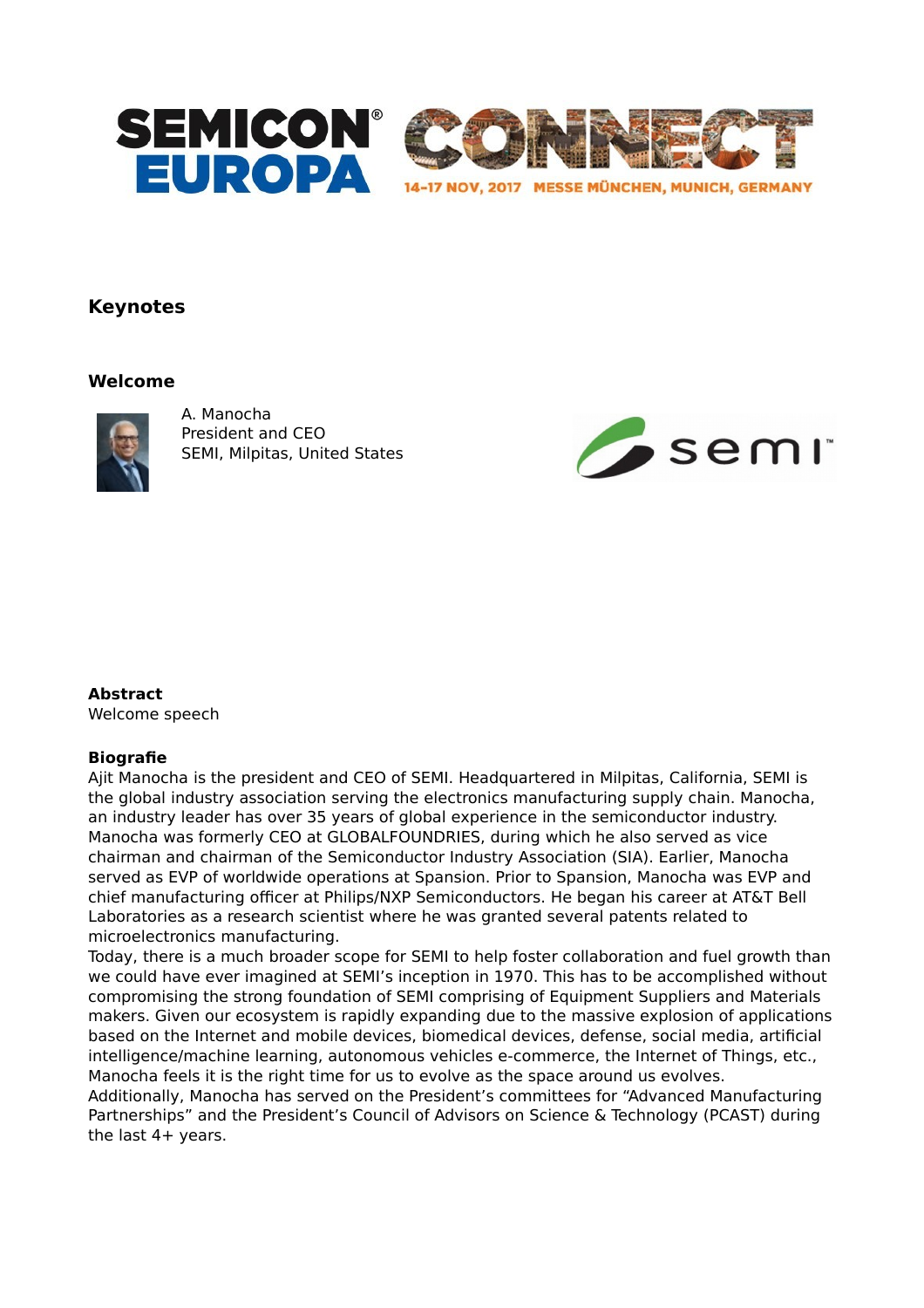# Keynotes

## Welcome

A. Manocha
President and CEO
SEMI, Milpitas, United States

**Abstract**
Welcome speech

**Biografie**
Ajit Manocha is the president and CEO of SEMI. Headquartered in Milpitas, California, SEMI is the global industry association serving the electronics manufacturing supply chain. Manocha, an industry leader has over 35 years of global experience in the semiconductor industry. Manocha was formerly CEO at GLOBALFOUNDRIES, during which he also served as vice chairman and chairman of the Semiconductor Industry Association (SIA). Earlier, Manocha served as EVP of worldwide operations at Spansion. Prior to Spansion, Manocha was EVP and chief manufacturing officer at Philips/NXP Semiconductors. He began his career at AT&T Bell Laboratories as a research scientist where he was granted several patents related to microelectronics manufacturing.
Today, there is a much broader scope for SEMI to help foster collaboration and fuel growth than we could have ever imagined at SEMI's inception in 1970. This has to be accomplished without compromising the strong foundation of SEMI comprising of Equipment Suppliers and Materials makers. Given our ecosystem is rapidly expanding due to the massive explosion of applications based on the Internet and mobile devices, biomedical devices, defense, social media, artificial intelligence/machine learning, autonomous vehicles e-commerce, the Internet of Things, etc., Manocha feels it is the right time for us to evolve as the space around us evolves.
Additionally, Manocha has served on the President's committees for "Advanced Manufacturing Partnerships" and the President's Council of Advisors on Science & Technology (PCAST) during the last 4+ years.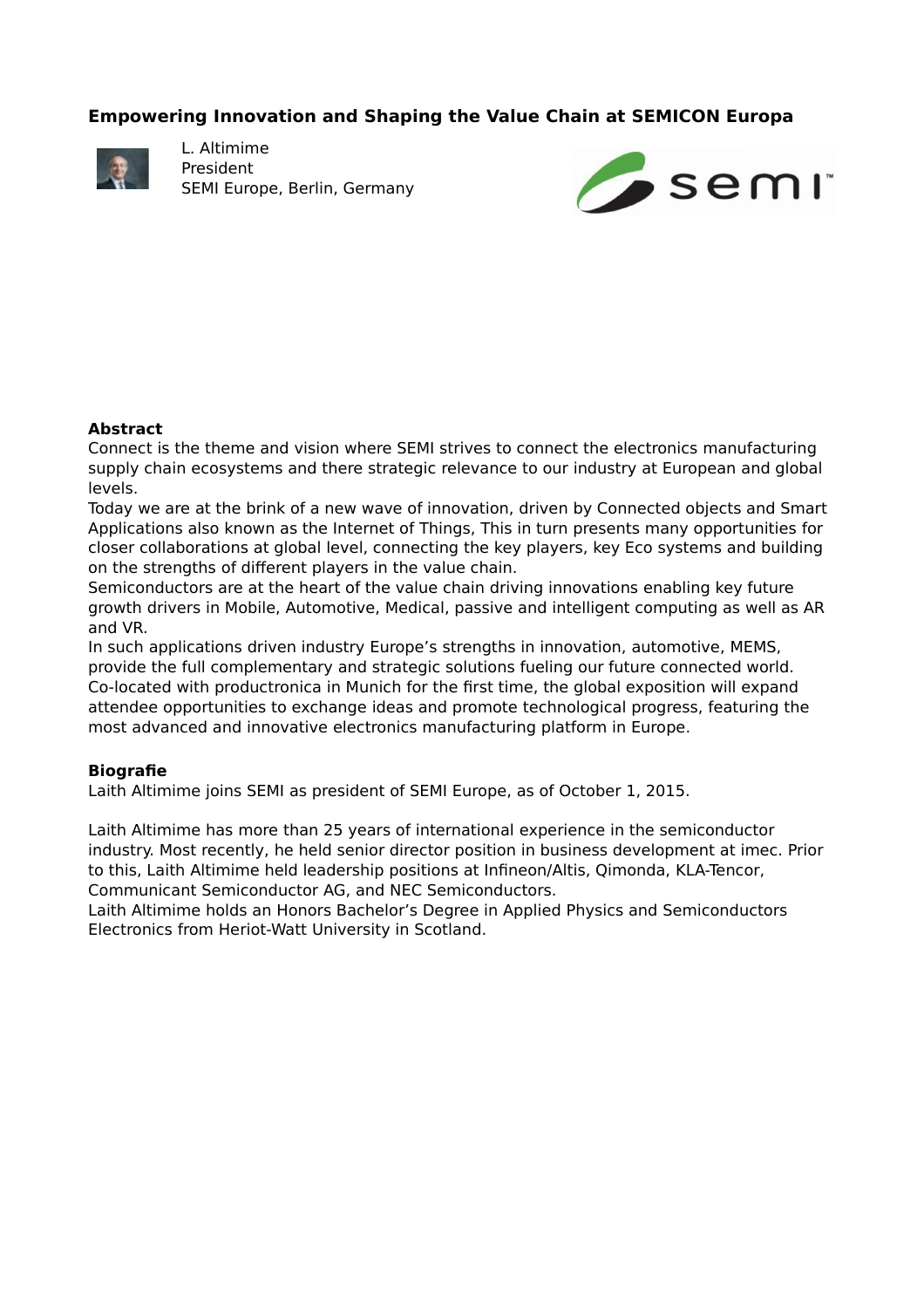## Empowering Innovation and Shaping the Value Chain at SEMICON Europa

L. Altimime
President
SEMI Europe, Berlin, Germany

### Abstract

Connect is the theme and vision where SEMI strives to connect the electronics manufacturing supply chain ecosystems and there strategic relevance to our industry at European and global levels.
Today we are at the brink of a new wave of innovation, driven by Connected objects and Smart Applications also known as the Internet of Things, This in turn presents many opportunities for closer collaborations at global level, connecting the key players, key Eco systems and building on the strengths of different players in the value chain.
Semiconductors are at the heart of the value chain driving innovations enabling key future growth drivers in Mobile, Automotive, Medical, passive and intelligent computing as well as AR and VR.
In such applications driven industry Europe's strengths in innovation, automotive, MEMS, provide the full complementary and strategic solutions fueling our future connected world.
Co-located with productronica in Munich for the first time, the global exposition will expand attendee opportunities to exchange ideas and promote technological progress, featuring the most advanced and innovative electronics manufacturing platform in Europe.

### Biografie

Laith Altimime joins SEMI as president of SEMI Europe, as of October 1, 2015.

Laith Altimime has more than 25 years of international experience in the semiconductor industry. Most recently, he held senior director position in business development at imec. Prior to this, Laith Altimime held leadership positions at Infineon/Altis, Qimonda, KLA-Tencor, Communicant Semiconductor AG, and NEC Semiconductors.
Laith Altimime holds an Honors Bachelor's Degree in Applied Physics and Semiconductors Electronics from Heriot-Watt University in Scotland.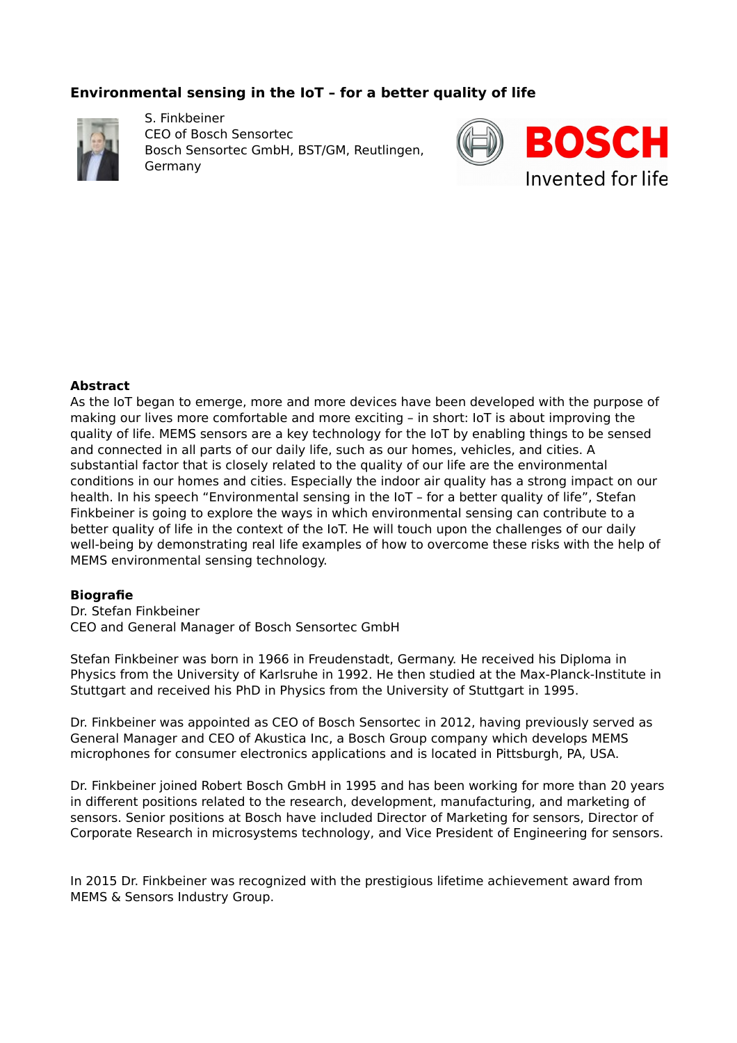## Environmental sensing in the IoT – for a better quality of life

S. Finkbeiner
CEO of Bosch Sensortec
Bosch Sensortec GmbH, BST/GM, Reutlingen, Germany

BOSCH
Invented for life

**Abstract**

As the IoT began to emerge, more and more devices have been developed with the purpose of making our lives more comfortable and more exciting – in short: IoT is about improving the quality of life. MEMS sensors are a key technology for the IoT by enabling things to be sensed and connected in all parts of our daily life, such as our homes, vehicles, and cities. A substantial factor that is closely related to the quality of our life are the environmental conditions in our homes and cities. Especially the indoor air quality has a strong impact on our health. In his speech “Environmental sensing in the IoT – for a better quality of life”, Stefan Finkbeiner is going to explore the ways in which environmental sensing can contribute to a better quality of life in the context of the IoT. He will touch upon the challenges of our daily well-being by demonstrating real life examples of how to overcome these risks with the help of MEMS environmental sensing technology.

**Biografie**

Dr. Stefan Finkbeiner
CEO and General Manager of Bosch Sensortec GmbH

Stefan Finkbeiner was born in 1966 in Freudenstadt, Germany. He received his Diploma in Physics from the University of Karlsruhe in 1992. He then studied at the Max-Planck-Institute in Stuttgart and received his PhD in Physics from the University of Stuttgart in 1995.

Dr. Finkbeiner was appointed as CEO of Bosch Sensortec in 2012, having previously served as General Manager and CEO of Akustica Inc, a Bosch Group company which develops MEMS microphones for consumer electronics applications and is located in Pittsburgh, PA, USA.

Dr. Finkbeiner joined Robert Bosch GmbH in 1995 and has been working for more than 20 years in different positions related to the research, development, manufacturing, and marketing of sensors. Senior positions at Bosch have included Director of Marketing for sensors, Director of Corporate Research in microsystems technology, and Vice President of Engineering for sensors.

In 2015 Dr. Finkbeiner was recognized with the prestigious lifetime achievement award from MEMS & Sensors Industry Group.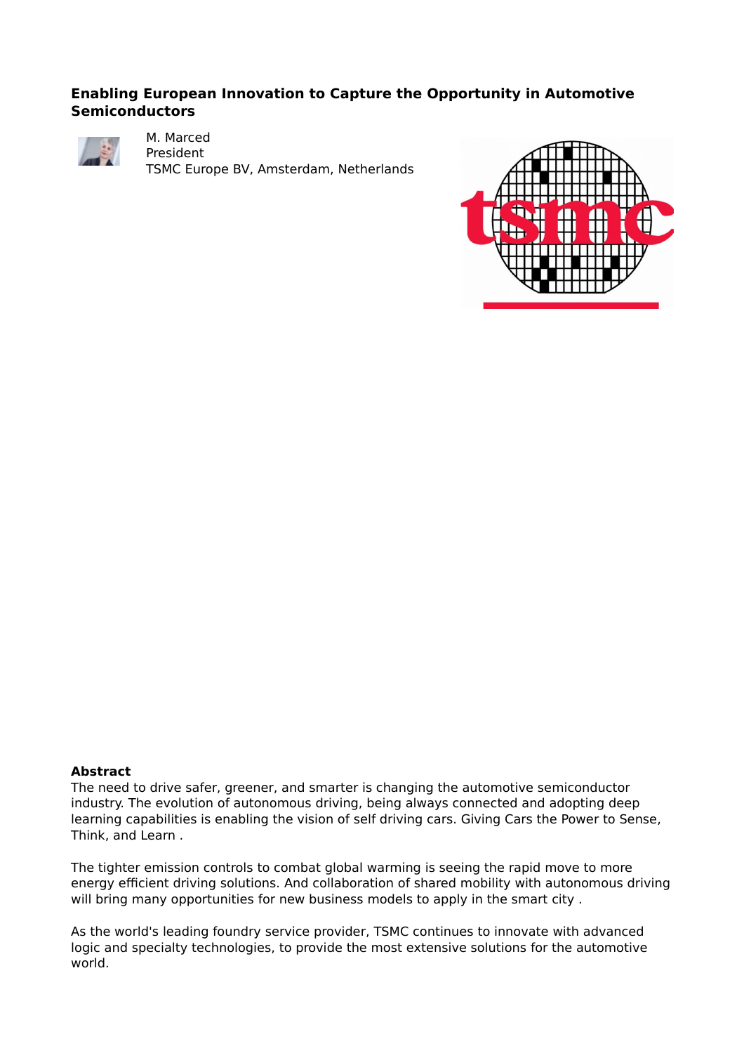**Enabling European Innovation to Capture the Opportunity in Automotive Semiconductors**

M. Marced
President
TSMC Europe BV, Amsterdam, Netherlands

**Abstract**

The need to drive safer, greener, and smarter is changing the automotive semiconductor industry. The evolution of autonomous driving, being always connected and adopting deep learning capabilities is enabling the vision of self driving cars. Giving Cars the Power to Sense, Think, and Learn .

The tighter emission controls to combat global warming is seeing the rapid move to more energy efficient driving solutions. And collaboration of shared mobility with autonomous driving will bring many opportunities for new business models to apply in the smart city .

As the world's leading foundry service provider, TSMC continues to innovate with advanced logic and specialty technologies, to provide the most extensive solutions for the automotive world.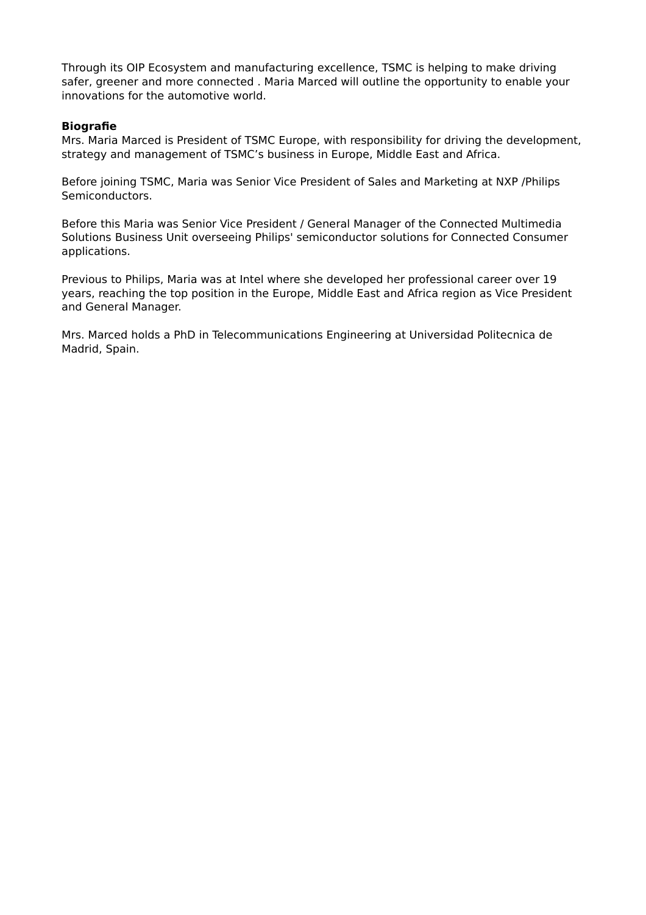Through its OIP Ecosystem and manufacturing excellence, TSMC is helping to make driving safer, greener and more connected . Maria Marced will outline the opportunity to enable your innovations for the automotive world.

**Biografie**

Mrs. Maria Marced is President of TSMC Europe, with responsibility for driving the development, strategy and management of TSMC's business in Europe, Middle East and Africa.

Before joining TSMC, Maria was Senior Vice President of Sales and Marketing at NXP /Philips Semiconductors.

Before this Maria was Senior Vice President / General Manager of the Connected Multimedia Solutions Business Unit overseeing Philips' semiconductor solutions for Connected Consumer applications.

Previous to Philips, Maria was at Intel where she developed her professional career over 19 years, reaching the top position in the Europe, Middle East and Africa region as Vice President and General Manager.

Mrs. Marced holds a PhD in Telecommunications Engineering at Universidad Politecnica de Madrid, Spain.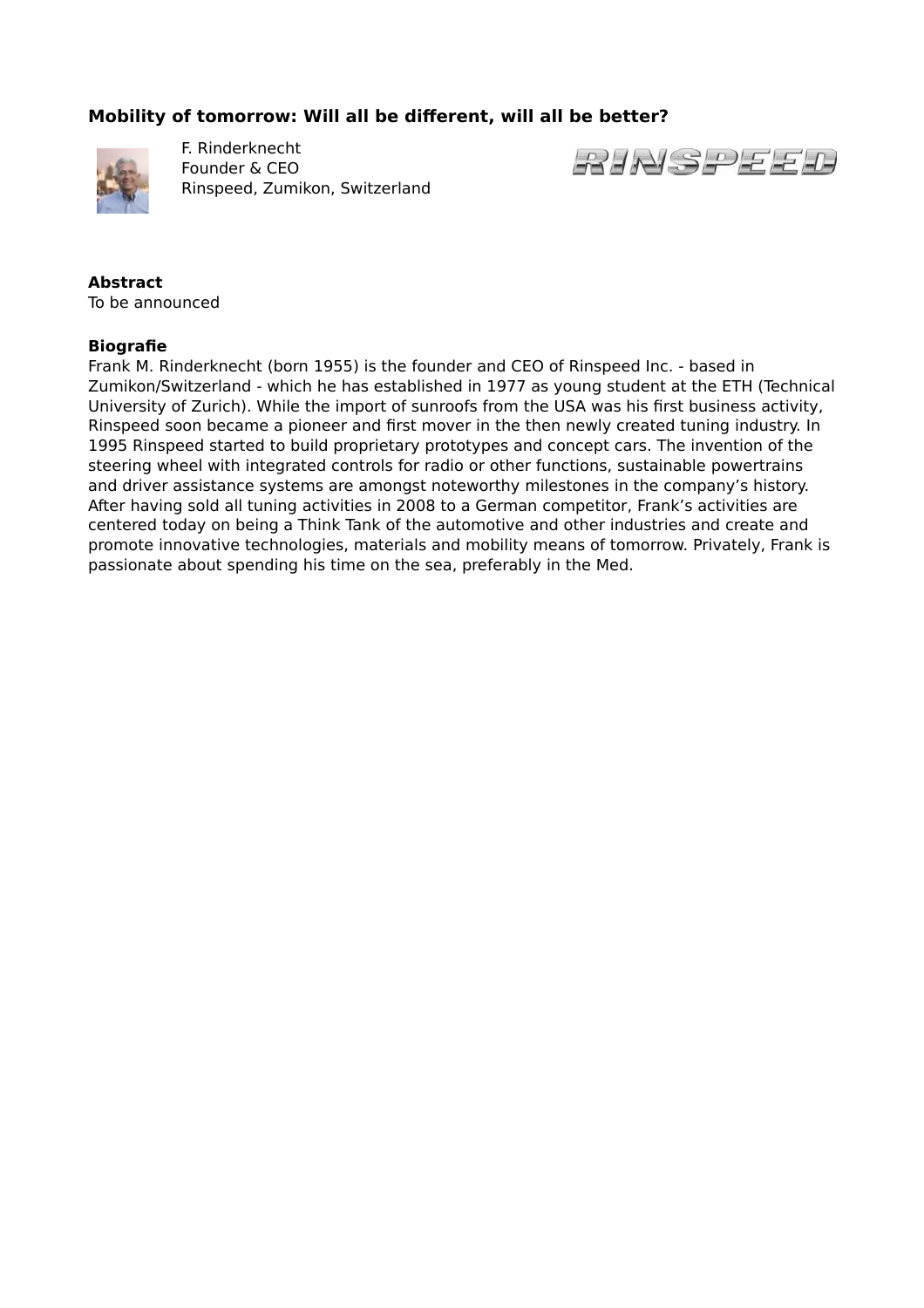## Mobility of tomorrow: Will all be different, will all be better?

F. Rinderknecht
Founder & CEO
Rinspeed, Zumikon, Switzerland

RINSPEED

**Abstract**
To be announced

**Biografie**
Frank M. Rinderknecht (born 1955) is the founder and CEO of Rinspeed Inc. - based in Zumikon/Switzerland - which he has established in 1977 as young student at the ETH (Technical University of Zurich). While the import of sunroofs from the USA was his first business activity, Rinspeed soon became a pioneer and first mover in the then newly created tuning industry. In 1995 Rinspeed started to build proprietary prototypes and concept cars. The invention of the steering wheel with integrated controls for radio or other functions, sustainable powertrains and driver assistance systems are amongst noteworthy milestones in the company's history. After having sold all tuning activities in 2008 to a German competitor, Frank's activities are centered today on being a Think Tank of the automotive and other industries and create and promote innovative technologies, materials and mobility means of tomorrow. Privately, Frank is passionate about spending his time on the sea, preferably in the Med.